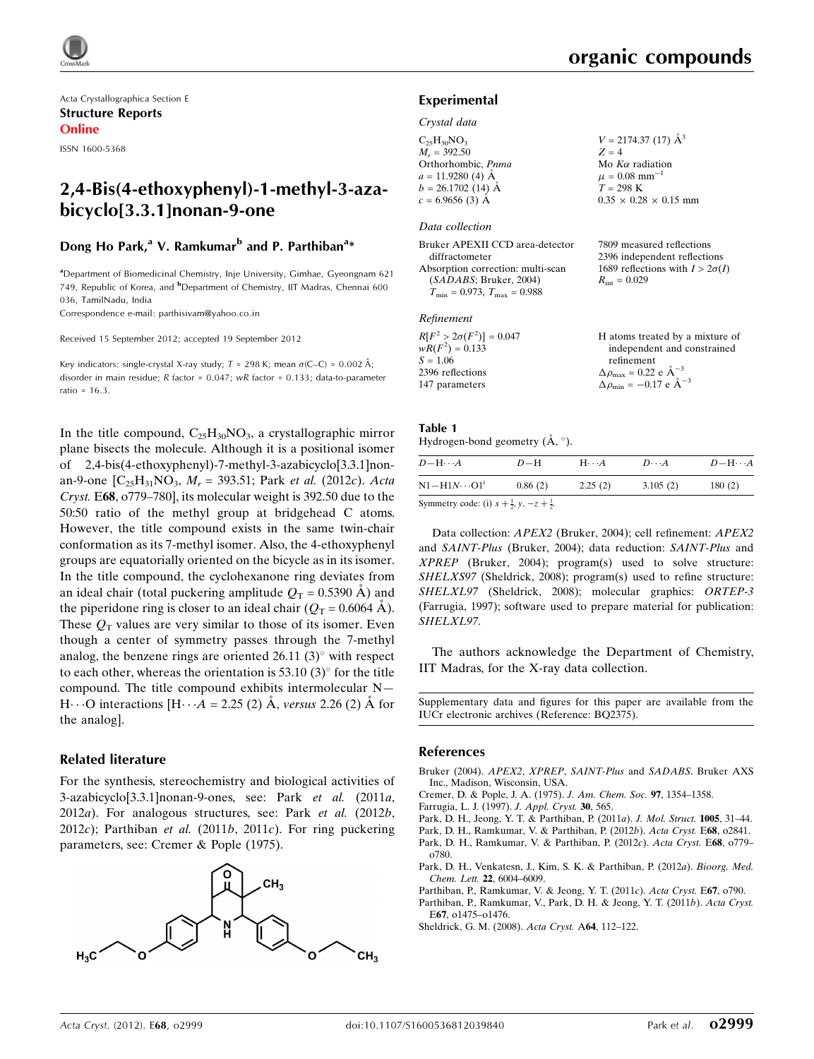Acta Crystallographica Section E
**Structure Reports**
**Online**

ISSN 1600-5368

# 2,4-Bis(4-ethoxyphenyl)-1-methyl-3-aza-bicyclo[3.3.1]nonan-9-one

**Dong Ho Park,[a] V. Ramkumar[b] and P. Parthiban[a]***

[a]Department of Biomedicinal Chemistry, Inje University, Gimhae, Gyeongnam 621 749, Republic of Korea, and [b]Department of Chemistry, IIT Madras, Chennai 600 036, TamilNadu, India
Correspondence e-mail: parthisivam@yahoo.co.in

Received 15 September 2012; accepted 19 September 2012

Key indicators: single-crystal X-ray study; $T$ = 298 K; mean $\sigma$(C–C) = 0.002 Å; disorder in main residue; $R$ factor = 0.047; $wR$ factor = 0.133; data-to-parameter ratio = 16.3.

In the title compound, $C_{25}H_{30}NO_3$, a crystallographic mirror plane bisects the molecule. Although it is a positional isomer of 2,4-bis(4-ethoxyphenyl)-7-methyl-3-azabicyclo[3.3.1]nonan-9-one [$C_{25}H_{31}NO_3$, $M_r$ = 393.51; Park *et al.* (2012*c*). *Acta Cryst.* E**68**, o779–780], its molecular weight is 392.50 due to the 50:50 ratio of the methyl group at bridgehead C atoms. However, the title compound exists in the same twin-chair conformation as its 7-methyl isomer. Also, the 4-ethoxyphenyl groups are equatorially oriented on the bicycle as in its isomer. In the title compound, the cyclohexanone ring deviates from an ideal chair (total puckering amplitude $Q_T$ = 0.5390 Å) and the piperidone ring is closer to an ideal chair ($Q_T$ = 0.6064 Å). These $Q_T$ values are very similar to those of its isomer. Even though a center of symmetry passes through the 7-methyl analog, the benzene rings are oriented 26.11 (3)° with respect to each other, whereas the orientation is 53.10 (3)° for the title compound. The title compound exhibits intermolecular N—H···O interactions [H···*A* = 2.25 (2) Å, *versus* 2.26 (2) Å for the analog].

## Related literature

For the synthesis, stereochemistry and biological activities of 3-azabicyclo[3.3.1]nonan-9-ones, see: Park *et al.* (2011*a*, 2012*a*). For analogous structures, see: Park *et al.* (2012*b*, 2012*c*); Parthiban *et al.* (2011*b*, 2011*c*). For ring puckering parameters, see: Cremer & Pople (1975).

## Experimental

### Crystal data

$C_{25}H_{30}NO_3$
$M_r$ = 392.50
Orthorhombic, $Pnma$
$a$ = 11.9280 (4) Å
$b$ = 26.1702 (14) Å
$c$ = 6.9656 (3) Å
$V$ = 2174.37 (17) Å$^3$
$Z$ = 4
Mo $K\alpha$ radiation
$\mu$ = 0.08 mm$^{-1}$
$T$ = 298 K
0.35 × 0.28 × 0.15 mm

### Data collection

Bruker APEXII CCD area-detector diffractometer
Absorption correction: multi-scan (*SADABS*; Bruker, 2004)
$T_{min}$ = 0.973, $T_{max}$ = 0.988
7809 measured reflections
2396 independent reflections
1689 reflections with $I > 2\sigma(I)$
$R_{int}$ = 0.029

### Refinement

$R[F^2 > 2\sigma(F^2)]$ = 0.047
$wR(F^2)$ = 0.133
$S$ = 1.06
2396 reflections
147 parameters
H atoms treated by a mixture of independent and constrained refinement
$\Delta\rho_{max}$ = 0.22 e Å$^{-3}$
$\Delta\rho_{min}$ = −0.17 e Å$^{-3}$

**Table 1**
Hydrogen-bond geometry (Å, °).

| $D$—H···$A$ | $D$—H | H···$A$ | $D$···$A$ | $D$—H···$A$ |
|---|---|---|---|---|
| N1—H1N···O1[i] | 0.86 (2) | 2.25 (2) | 3.105 (2) | 180 (2) |

Symmetry code: (i) $x + \frac{1}{2}, y, -z + \frac{1}{2}$.

Data collection: *APEX2* (Bruker, 2004); cell refinement: *APEX2* and *SAINT-Plus* (Bruker, 2004); data reduction: *SAINT-Plus* and *XPREP* (Bruker, 2004); program(s) used to solve structure: *SHELXS97* (Sheldrick, 2008); program(s) used to refine structure: *SHELXL97* (Sheldrick, 2008); molecular graphics: *ORTEP-3* (Farrugia, 1997); software used to prepare material for publication: *SHELXL97*.

The authors acknowledge the Department of Chemistry, IIT Madras, for the X-ray data collection.

Supplementary data and figures for this paper are available from the IUCr electronic archives (Reference: BQ2375).

## References

Bruker (2004). *APEX2*, *XPREP*, *SAINT-Plus* and *SADABS*. Bruker AXS Inc., Madison, Wisconsin, USA.
Cremer, D. & Pople, J. A. (1975). *J. Am. Chem. Soc.* **97**, 1354–1358.
Farrugia, L. J. (1997). *J. Appl. Cryst.* **30**, 565.
Park, D. H., Jeong, Y. T. & Parthiban, P. (2011*a*). *J. Mol. Struct.* **1005**, 31–44.
Park, D. H., Ramkumar, V. & Parthiban, P. (2012*b*). *Acta Cryst.* E**68**, o2841.
Park, D. H., Ramkumar, V. & Parthiban, P. (2012*c*). *Acta Cryst.* E**68**, o779–o780.
Park, D. H., Venkatesn, J., Kim, S. K. & Parthiban, P. (2012*a*). *Bioorg. Med. Chem. Lett.* **22**, 6004–6009.
Parthiban, P., Ramkumar, V. & Jeong, Y. T. (2011*c*). *Acta Cryst.* E**67**, o790.
Parthiban, P., Ramkumar, V., Park, D. H. & Jeong, Y. T. (2011*b*). *Acta Cryst.* E**67**, o1475–o1476.
Sheldrick, G. M. (2008). *Acta Cryst.* A**64**, 112–122.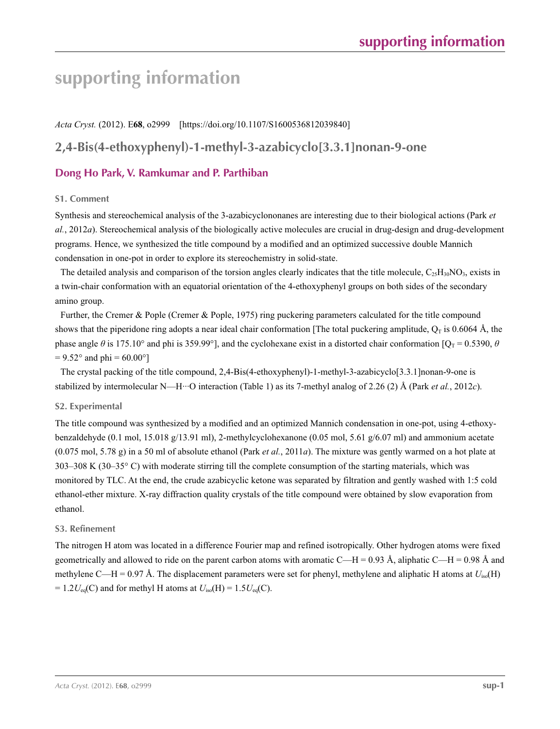# supporting information

*Acta Cryst.* (2012). E**68**, o2999 [https://doi.org/10.1107/S1600536812039840]

## 2,4-Bis(4-ethoxyphenyl)-1-methyl-3-azabicyclo[3.3.1]nonan-9-one

### Dong Ho Park, V. Ramkumar and P. Parthiban

#### S1. Comment

Synthesis and stereochemical analysis of the 3-azabicyclononanes are interesting due to their biological actions (Park *et al.*, 2012*a*). Stereochemical analysis of the biologically active molecules are crucial in drug-design and drug-development programs. Hence, we synthesized the title compound by a modified and an optimized successive double Mannich condensation in one-pot in order to explore its stereochemistry in solid-state.

The detailed analysis and comparison of the torsion angles clearly indicates that the title molecule, $C_{25}H_{30}NO_3$, exists in a twin-chair conformation with an equatorial orientation of the 4-ethoxyphenyl groups on both sides of the secondary amino group.

Further, the Cremer & Pople (Cremer & Pople, 1975) ring puckering parameters calculated for the title compound shows that the piperidone ring adopts a near ideal chair conformation [The total puckering amplitude, $Q_T$ is 0.6064 Å, the phase angle $\theta$ is 175.10° and phi is 359.99°], and the cyclohexane exist in a distorted chair conformation [$Q_T$ = 0.5390, $\theta$ = 9.52° and phi = 60.00°]

The crystal packing of the title compound, 2,4-Bis(4-ethoxyphenyl)-1-methyl-3-azabicyclo[3.3.1]nonan-9-one is stabilized by intermolecular N—H···O interaction (Table 1) as its 7-methyl analog of 2.26 (2) Å (Park *et al.*, 2012*c*).

#### S2. Experimental

The title compound was synthesized by a modified and an optimized Mannich condensation in one-pot, using 4-ethoxy-benzaldehyde (0.1 mol, 15.018 g/13.91 ml), 2-methylcyclohexanone (0.05 mol, 5.61 g/6.07 ml) and ammonium acetate (0.075 mol, 5.78 g) in a 50 ml of absolute ethanol (Park *et al.*, 2011*a*). The mixture was gently warmed on a hot plate at 303–308 K (30–35° C) with moderate stirring till the complete consumption of the starting materials, which was monitored by TLC. At the end, the crude azabicyclic ketone was separated by filtration and gently washed with 1:5 cold ethanol-ether mixture. X-ray diffraction quality crystals of the title compound were obtained by slow evaporation from ethanol.

#### S3. Refinement

The nitrogen H atom was located in a difference Fourier map and refined isotropically. Other hydrogen atoms were fixed geometrically and allowed to ride on the parent carbon atoms with aromatic C—H = 0.93 Å, aliphatic C—H = 0.98 Å and methylene C—H = 0.97 Å. The displacement parameters were set for phenyl, methylene and aliphatic H atoms at $U_{iso}$(H) = $1.2U_{eq}$(C) and for methyl H atoms at $U_{iso}$(H) = $1.5U_{eq}$(C).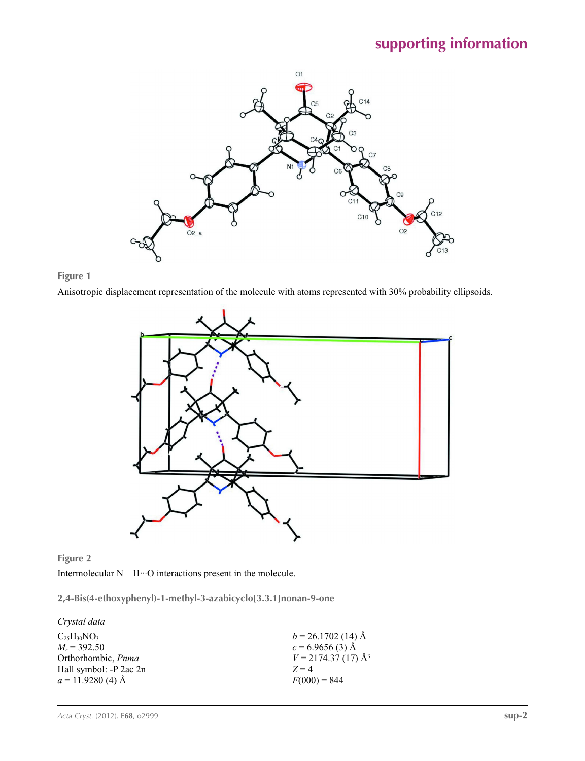**Figure 1**

Anisotropic displacement representation of the molecule with atoms represented with 30% probability ellipsoids.

**Figure 2**

Intermolecular N—H···O interactions present in the molecule.

## 2,4-Bis(4-ethoxyphenyl)-1-methyl-3-azabicyclo[3.3.1]nonan-9-one

### *Crystal data*

$C_{25}H_{30}NO_3$
$M_r$ = 392.50
Orthorhombic, *Pnma*
Hall symbol: -P 2ac 2n
*a* = 11.9280 (4) Å
*b* = 26.1702 (14) Å
*c* = 6.9656 (3) Å
*V* = 2174.37 (17) Å$^3$
*Z* = 4
*F*(000) = 844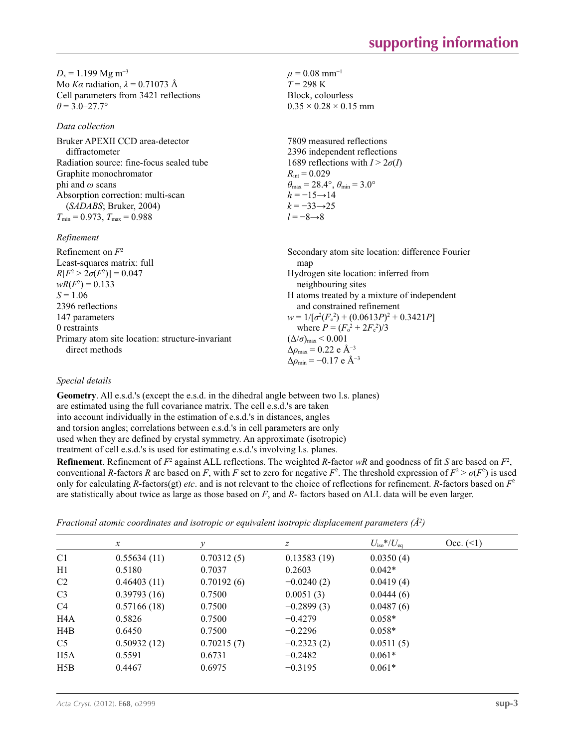$D_x = 1.199$ Mg m$^{-3}$
Mo $K\alpha$ radiation, $\lambda = 0.71073$ Å
Cell parameters from 3421 reflections
$\theta = 3.0$–$27.7°$

$\mu = 0.08$ mm$^{-1}$
$T = 298$ K
Block, colourless
$0.35 \times 0.28 \times 0.15$ mm

*Data collection*

Bruker APEXII CCD area-detector diffractometer
Radiation source: fine-focus sealed tube
Graphite monochromator
phi and $\omega$ scans
Absorption correction: multi-scan (*SADABS*; Bruker, 2004)
$T_{\min} = 0.973$, $T_{\max} = 0.988$

7809 measured reflections
2396 independent reflections
1689 reflections with $I > 2\sigma(I)$
$R_{\text{int}} = 0.029$
$\theta_{\max} = 28.4°$, $\theta_{\min} = 3.0°$
$h = -15 \rightarrow 14$
$k = -33 \rightarrow 25$
$l = -8 \rightarrow 8$

*Refinement*

Refinement on $F^2$
Least-squares matrix: full
$R[F^2 > 2\sigma(F^2)] = 0.047$
$wR(F^2) = 0.133$
$S = 1.06$
2396 reflections
147 parameters
0 restraints
Primary atom site location: structure-invariant direct methods

Secondary atom site location: difference Fourier map
Hydrogen site location: inferred from neighbouring sites
H atoms treated by a mixture of independent and constrained refinement
$w = 1/[\sigma^2(F_o^2) + (0.0613P)^2 + 0.3421P]$ where $P = (F_o^2 + 2F_c^2)/3$
$(\Delta/\sigma)_{\max} < 0.001$
$\Delta\rho_{\max} = 0.22$ e Å$^{-3}$
$\Delta\rho_{\min} = -0.17$ e Å$^{-3}$

*Special details*

**Geometry**. All e.s.d.'s (except the e.s.d. in the dihedral angle between two l.s. planes) are estimated using the full covariance matrix. The cell e.s.d.'s are taken into account individually in the estimation of e.s.d.'s in distances, angles and torsion angles; correlations between e.s.d.'s in cell parameters are only used when they are defined by crystal symmetry. An approximate (isotropic) treatment of cell e.s.d.'s is used for estimating e.s.d.'s involving l.s. planes.

**Refinement**. Refinement of $F^2$ against ALL reflections. The weighted $R$-factor $wR$ and goodness of fit $S$ are based on $F^2$, conventional $R$-factors $R$ are based on $F$, with $F$ set to zero for negative $F^2$. The threshold expression of $F^2 > \sigma(F^2)$ is used only for calculating $R$-factors(gt) *etc*. and is not relevant to the choice of reflections for refinement. $R$-factors based on $F^2$ are statistically about twice as large as those based on $F$, and $R$- factors based on ALL data will be even larger.

*Fractional atomic coordinates and isotropic or equivalent isotropic displacement parameters (Å$^2$)*

| | $x$ | $y$ | $z$ | $U_{\text{iso}}$*/$U_{\text{eq}}$ | Occ. (<1) |
|---|---|---|---|---|---|
| C1 | 0.55634 (11) | 0.70312 (5) | 0.13583 (19) | 0.0350 (4) | |
| H1 | 0.5180 | 0.7037 | 0.2603 | 0.042* | |
| C2 | 0.46403 (11) | 0.70192 (6) | −0.0240 (2) | 0.0419 (4) | |
| C3 | 0.39793 (16) | 0.7500 | 0.0051 (3) | 0.0444 (6) | |
| C4 | 0.57166 (18) | 0.7500 | −0.2899 (3) | 0.0487 (6) | |
| H4A | 0.5826 | 0.7500 | −0.4279 | 0.058* | |
| H4B | 0.6450 | 0.7500 | −0.2296 | 0.058* | |
| C5 | 0.50932 (12) | 0.70215 (7) | −0.2323 (2) | 0.0511 (5) | |
| H5A | 0.5591 | 0.6731 | −0.2482 | 0.061* | |
| H5B | 0.4467 | 0.6975 | −0.3195 | 0.061* | |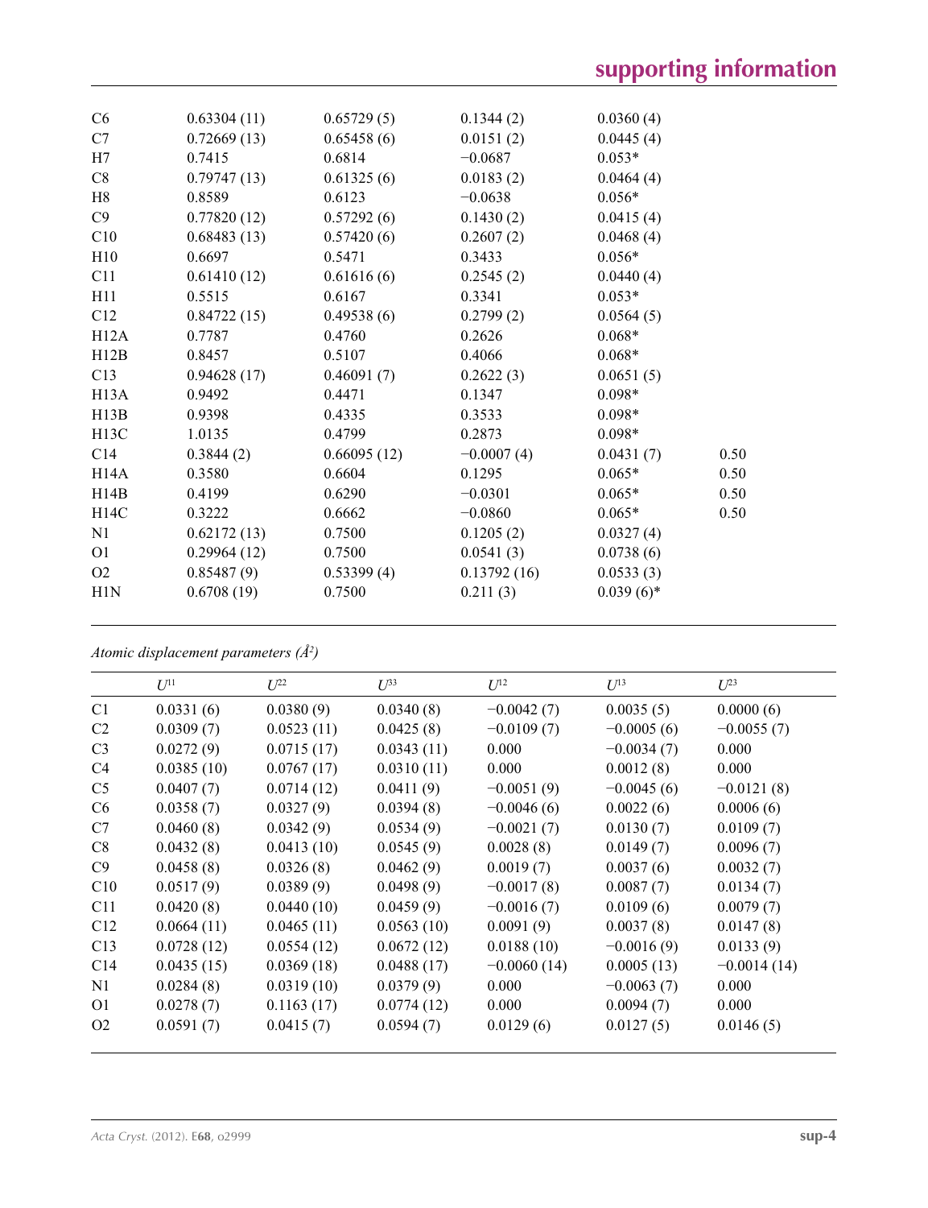| | | | | | |
|---|---|---|---|---|---|
| C6 | 0.63304 (11) | 0.65729 (5) | 0.1344 (2) | 0.0360 (4) | |
| C7 | 0.72669 (13) | 0.65458 (6) | 0.0151 (2) | 0.0445 (4) | |
| H7 | 0.7415 | 0.6814 | −0.0687 | 0.053* | |
| C8 | 0.79747 (13) | 0.61325 (6) | 0.0183 (2) | 0.0464 (4) | |
| H8 | 0.8589 | 0.6123 | −0.0638 | 0.056* | |
| C9 | 0.77820 (12) | 0.57292 (6) | 0.1430 (2) | 0.0415 (4) | |
| C10 | 0.68483 (13) | 0.57420 (6) | 0.2607 (2) | 0.0468 (4) | |
| H10 | 0.6697 | 0.5471 | 0.3433 | 0.056* | |
| C11 | 0.61410 (12) | 0.61616 (6) | 0.2545 (2) | 0.0440 (4) | |
| H11 | 0.5515 | 0.6167 | 0.3341 | 0.053* | |
| C12 | 0.84722 (15) | 0.49538 (6) | 0.2799 (2) | 0.0564 (5) | |
| H12A | 0.7787 | 0.4760 | 0.2626 | 0.068* | |
| H12B | 0.8457 | 0.5107 | 0.4066 | 0.068* | |
| C13 | 0.94628 (17) | 0.46091 (7) | 0.2622 (3) | 0.0651 (5) | |
| H13A | 0.9492 | 0.4471 | 0.1347 | 0.098* | |
| H13B | 0.9398 | 0.4335 | 0.3533 | 0.098* | |
| H13C | 1.0135 | 0.4799 | 0.2873 | 0.098* | |
| C14 | 0.3844 (2) | 0.66095 (12) | −0.0007 (4) | 0.0431 (7) | 0.50 |
| H14A | 0.3580 | 0.6604 | 0.1295 | 0.065* | 0.50 |
| H14B | 0.4199 | 0.6290 | −0.0301 | 0.065* | 0.50 |
| H14C | 0.3222 | 0.6662 | −0.0860 | 0.065* | 0.50 |
| N1 | 0.62172 (13) | 0.7500 | 0.1205 (2) | 0.0327 (4) | |
| O1 | 0.29964 (12) | 0.7500 | 0.0541 (3) | 0.0738 (6) | |
| O2 | 0.85487 (9) | 0.53399 (4) | 0.13792 (16) | 0.0533 (3) | |
| H1N | 0.6708 (19) | 0.7500 | 0.211 (3) | 0.039 (6)* | |

*Atomic displacement parameters (Å²)*

| | $U^{11}$ | $U^{22}$ | $U^{33}$ | $U^{12}$ | $U^{13}$ | $U^{23}$ |
|---|---|---|---|---|---|---|
| C1 | 0.0331 (6) | 0.0380 (9) | 0.0340 (8) | −0.0042 (7) | 0.0035 (5) | 0.0000 (6) |
| C2 | 0.0309 (7) | 0.0523 (11) | 0.0425 (8) | −0.0109 (7) | −0.0005 (6) | −0.0055 (7) |
| C3 | 0.0272 (9) | 0.0715 (17) | 0.0343 (11) | 0.000 | −0.0034 (7) | 0.000 |
| C4 | 0.0385 (10) | 0.0767 (17) | 0.0310 (11) | 0.000 | 0.0012 (8) | 0.000 |
| C5 | 0.0407 (7) | 0.0714 (12) | 0.0411 (9) | −0.0051 (9) | −0.0045 (6) | −0.0121 (8) |
| C6 | 0.0358 (7) | 0.0327 (9) | 0.0394 (8) | −0.0046 (6) | 0.0022 (6) | 0.0006 (6) |
| C7 | 0.0460 (8) | 0.0342 (9) | 0.0534 (9) | −0.0021 (7) | 0.0130 (7) | 0.0109 (7) |
| C8 | 0.0432 (8) | 0.0413 (10) | 0.0545 (9) | 0.0028 (8) | 0.0149 (7) | 0.0096 (7) |
| C9 | 0.0458 (8) | 0.0326 (8) | 0.0462 (9) | 0.0019 (7) | 0.0037 (6) | 0.0032 (7) |
| C10 | 0.0517 (9) | 0.0389 (9) | 0.0498 (9) | −0.0017 (8) | 0.0087 (7) | 0.0134 (7) |
| C11 | 0.0420 (8) | 0.0440 (10) | 0.0459 (9) | −0.0016 (7) | 0.0109 (6) | 0.0079 (7) |
| C12 | 0.0664 (11) | 0.0465 (11) | 0.0563 (10) | 0.0091 (9) | 0.0037 (8) | 0.0147 (8) |
| C13 | 0.0728 (12) | 0.0554 (12) | 0.0672 (12) | 0.0188 (10) | −0.0016 (9) | 0.0133 (9) |
| C14 | 0.0435 (15) | 0.0369 (18) | 0.0488 (17) | −0.0060 (14) | 0.0005 (13) | −0.0014 (14) |
| N1 | 0.0284 (8) | 0.0319 (10) | 0.0379 (9) | 0.000 | −0.0063 (7) | 0.000 |
| O1 | 0.0278 (7) | 0.1163 (17) | 0.0774 (12) | 0.000 | 0.0094 (7) | 0.000 |
| O2 | 0.0591 (7) | 0.0415 (7) | 0.0594 (7) | 0.0129 (6) | 0.0127 (5) | 0.0146 (5) |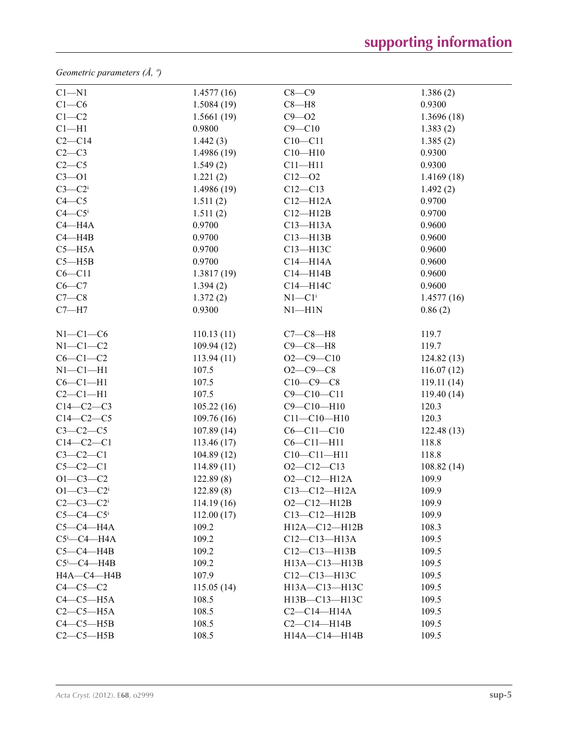*Geometric parameters (Å, º)*

| | | | |
|---|---|---|---|
| C1—N1 | 1.4577 (16) | C8—C9 | 1.386 (2) |
| C1—C6 | 1.5084 (19) | C8—H8 | 0.9300 |
| C1—C2 | 1.5661 (19) | C9—O2 | 1.3696 (18) |
| C1—H1 | 0.9800 | C9—C10 | 1.383 (2) |
| C2—C14 | 1.442 (3) | C10—C11 | 1.385 (2) |
| C2—C3 | 1.4986 (19) | C10—H10 | 0.9300 |
| C2—C5 | 1.549 (2) | C11—H11 | 0.9300 |
| C3—O1 | 1.221 (2) | C12—O2 | 1.4169 (18) |
| C3—C2$^{i}$ | 1.4986 (19) | C12—C13 | 1.492 (2) |
| C4—C5 | 1.511 (2) | C12—H12A | 0.9700 |
| C4—C5$^{i}$ | 1.511 (2) | C12—H12B | 0.9700 |
| C4—H4A | 0.9700 | C13—H13A | 0.9600 |
| C4—H4B | 0.9700 | C13—H13B | 0.9600 |
| C5—H5A | 0.9700 | C13—H13C | 0.9600 |
| C5—H5B | 0.9700 | C14—H14A | 0.9600 |
| C6—C11 | 1.3817 (19) | C14—H14B | 0.9600 |
| C6—C7 | 1.394 (2) | C14—H14C | 0.9600 |
| C7—C8 | 1.372 (2) | N1—C1$^{i}$ | 1.4577 (16) |
| C7—H7 | 0.9300 | N1—H1N | 0.86 (2) |
| | | | |
| N1—C1—C6 | 110.13 (11) | C7—C8—H8 | 119.7 |
| N1—C1—C2 | 109.94 (12) | C9—C8—H8 | 119.7 |
| C6—C1—C2 | 113.94 (11) | O2—C9—C10 | 124.82 (13) |
| N1—C1—H1 | 107.5 | O2—C9—C8 | 116.07 (12) |
| C6—C1—H1 | 107.5 | C10—C9—C8 | 119.11 (14) |
| C2—C1—H1 | 107.5 | C9—C10—C11 | 119.40 (14) |
| C14—C2—C3 | 105.22 (16) | C9—C10—H10 | 120.3 |
| C14—C2—C5 | 109.76 (16) | C11—C10—H10 | 120.3 |
| C3—C2—C5 | 107.89 (14) | C6—C11—C10 | 122.48 (13) |
| C14—C2—C1 | 113.46 (17) | C6—C11—H11 | 118.8 |
| C3—C2—C1 | 104.89 (12) | C10—C11—H11 | 118.8 |
| C5—C2—C1 | 114.89 (11) | O2—C12—C13 | 108.82 (14) |
| O1—C3—C2 | 122.89 (8) | O2—C12—H12A | 109.9 |
| O1—C3—C2$^{i}$ | 122.89 (8) | C13—C12—H12A | 109.9 |
| C2—C3—C2$^{i}$ | 114.19 (16) | O2—C12—H12B | 109.9 |
| C5—C4—C5$^{i}$ | 112.00 (17) | C13—C12—H12B | 109.9 |
| C5—C4—H4A | 109.2 | H12A—C12—H12B | 108.3 |
| C5$^{i}$—C4—H4A | 109.2 | C12—C13—H13A | 109.5 |
| C5—C4—H4B | 109.2 | C12—C13—H13B | 109.5 |
| C5$^{i}$—C4—H4B | 109.2 | H13A—C13—H13B | 109.5 |
| H4A—C4—H4B | 107.9 | C12—C13—H13C | 109.5 |
| C4—C5—C2 | 115.05 (14) | H13A—C13—H13C | 109.5 |
| C4—C5—H5A | 108.5 | H13B—C13—H13C | 109.5 |
| C2—C5—H5A | 108.5 | C2—C14—H14A | 109.5 |
| C4—C5—H5B | 108.5 | C2—C14—H14B | 109.5 |
| C2—C5—H5B | 108.5 | H14A—C14—H14B | 109.5 |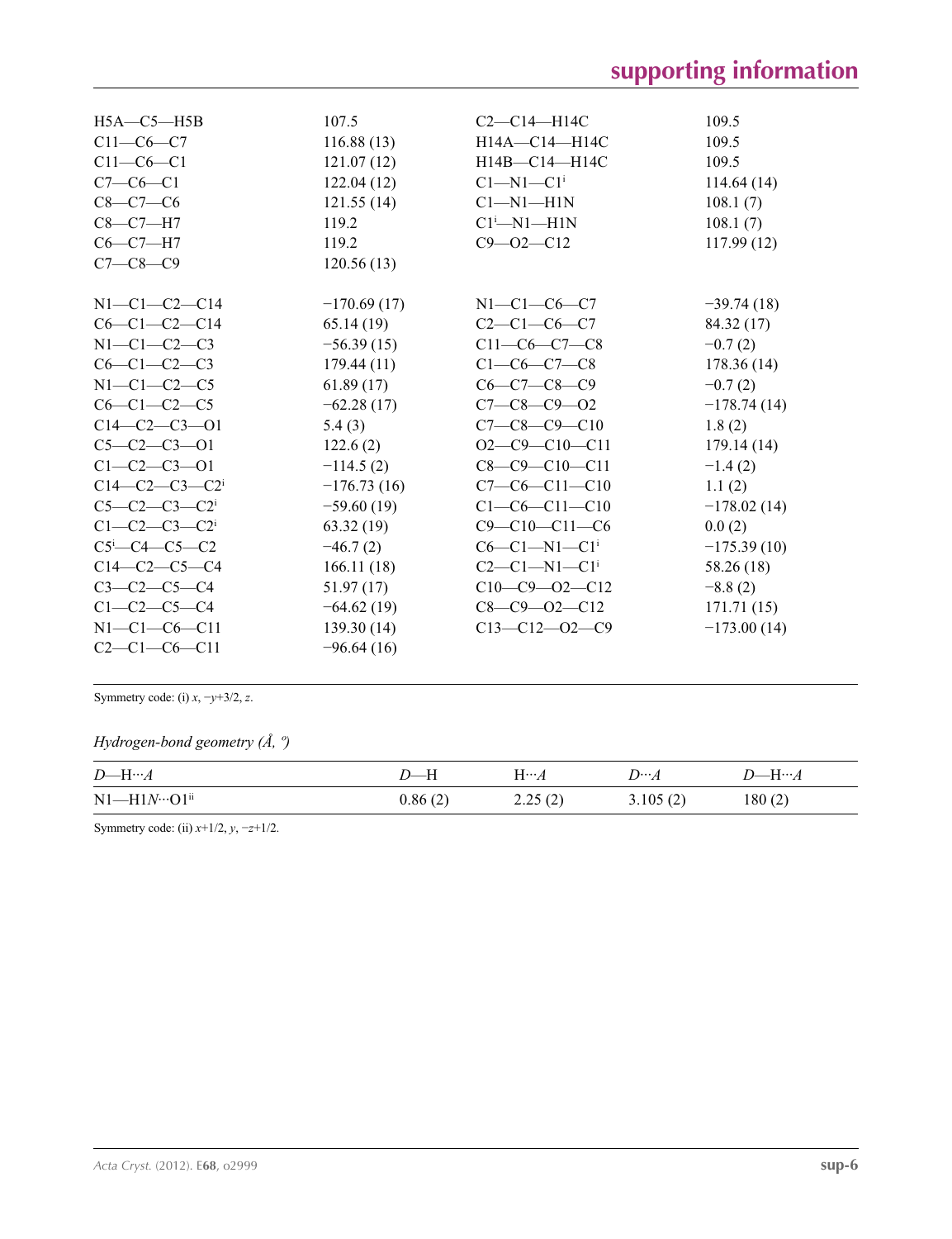| | | | |
|---|---|---|---|
| H5A—C5—H5B | 107.5 | C2—C14—H14C | 109.5 |
| C11—C6—C7 | 116.88 (13) | H14A—C14—H14C | 109.5 |
| C11—C6—C1 | 121.07 (12) | H14B—C14—H14C | 109.5 |
| C7—C6—C1 | 122.04 (12) | C1—N1—C1$^{i}$ | 114.64 (14) |
| C8—C7—C6 | 121.55 (14) | C1—N1—H1N | 108.1 (7) |
| C8—C7—H7 | 119.2 | C1$^{i}$—N1—H1N | 108.1 (7) |
| C6—C7—H7 | 119.2 | C9—O2—C12 | 117.99 (12) |
| C7—C8—C9 | 120.56 (13) | | |

| | | | |
|---|---|---|---|
| N1—C1—C2—C14 | −170.69 (17) | N1—C1—C6—C7 | −39.74 (18) |
| C6—C1—C2—C14 | 65.14 (19) | C2—C1—C6—C7 | 84.32 (17) |
| N1—C1—C2—C3 | −56.39 (15) | C11—C6—C7—C8 | −0.7 (2) |
| C6—C1—C2—C3 | 179.44 (11) | C1—C6—C7—C8 | 178.36 (14) |
| N1—C1—C2—C5 | 61.89 (17) | C6—C7—C8—C9 | −0.7 (2) |
| C6—C1—C2—C5 | −62.28 (17) | C7—C8—C9—O2 | −178.74 (14) |
| C14—C2—C3—O1 | 5.4 (3) | C7—C8—C9—C10 | 1.8 (2) |
| C5—C2—C3—O1 | 122.6 (2) | O2—C9—C10—C11 | 179.14 (14) |
| C1—C2—C3—O1 | −114.5 (2) | C8—C9—C10—C11 | −1.4 (2) |
| C14—C2—C3—C2$^{i}$ | −176.73 (16) | C7—C6—C11—C10 | 1.1 (2) |
| C5—C2—C3—C2$^{i}$ | −59.60 (19) | C1—C6—C11—C10 | −178.02 (14) |
| C1—C2—C3—C2$^{i}$ | 63.32 (19) | C9—C10—C11—C6 | 0.0 (2) |
| C5$^{i}$—C4—C5—C2 | −46.7 (2) | C6—C1—N1—C1$^{i}$ | −175.39 (10) |
| C14—C2—C5—C4 | 166.11 (18) | C2—C1—N1—C1$^{i}$ | 58.26 (18) |
| C3—C2—C5—C4 | 51.97 (17) | C10—C9—O2—C12 | −8.8 (2) |
| C1—C2—C5—C4 | −64.62 (19) | C8—C9—O2—C12 | 171.71 (15) |
| N1—C1—C6—C11 | 139.30 (14) | C13—C12—O2—C9 | −173.00 (14) |
| C2—C1—C6—C11 | −96.64 (16) | | |

Symmetry code: (i) $x$, $-y$+3/2, $z$.

*Hydrogen-bond geometry (Å, º)*

| *D*—H···*A* | *D*—H | H···*A* | *D*···*A* | *D*—H···*A* |
|---|---|---|---|---|
| N1—H1*N*···O1$^{ii}$ | 0.86 (2) | 2.25 (2) | 3.105 (2) | 180 (2) |

Symmetry code: (ii) $x$+1/2, $y$, $-z$+1/2.